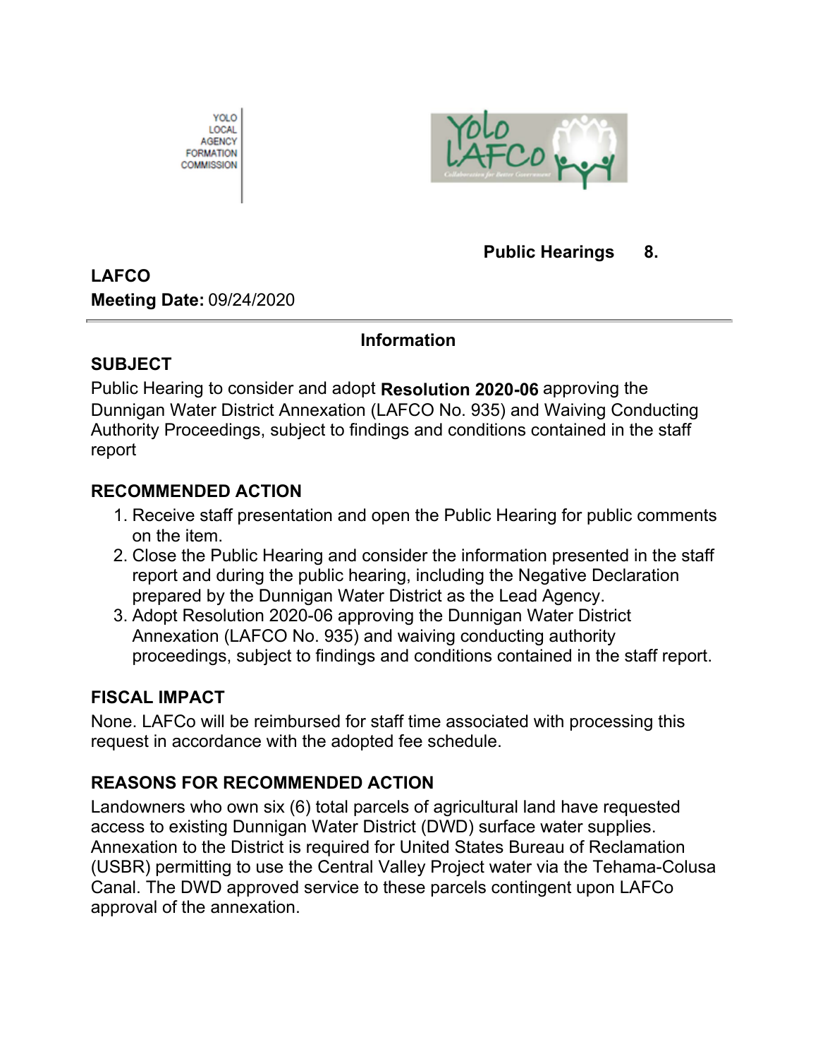YOLO
LOCAL
AGENCY
FORMATION
COMMISSION

**Public Hearings 8.**

**LAFCO**
**Meeting Date:** 09/24/2020

**Information**

## SUBJECT

Public Hearing to consider and adopt **Resolution 2020-06** approving the Dunnigan Water District Annexation (LAFCO No. 935) and Waiving Conducting Authority Proceedings, subject to findings and conditions contained in the staff report

## RECOMMENDED ACTION

1. Receive staff presentation and open the Public Hearing for public comments on the item.
2. Close the Public Hearing and consider the information presented in the staff report and during the public hearing, including the Negative Declaration prepared by the Dunnigan Water District as the Lead Agency.
3. Adopt Resolution 2020-06 approving the Dunnigan Water District Annexation (LAFCO No. 935) and waiving conducting authority proceedings, subject to findings and conditions contained in the staff report.

## FISCAL IMPACT

None. LAFCo will be reimbursed for staff time associated with processing this request in accordance with the adopted fee schedule.

## REASONS FOR RECOMMENDED ACTION

Landowners who own six (6) total parcels of agricultural land have requested access to existing Dunnigan Water District (DWD) surface water supplies. Annexation to the District is required for United States Bureau of Reclamation (USBR) permitting to use the Central Valley Project water via the Tehama-Colusa Canal. The DWD approved service to these parcels contingent upon LAFCo approval of the annexation.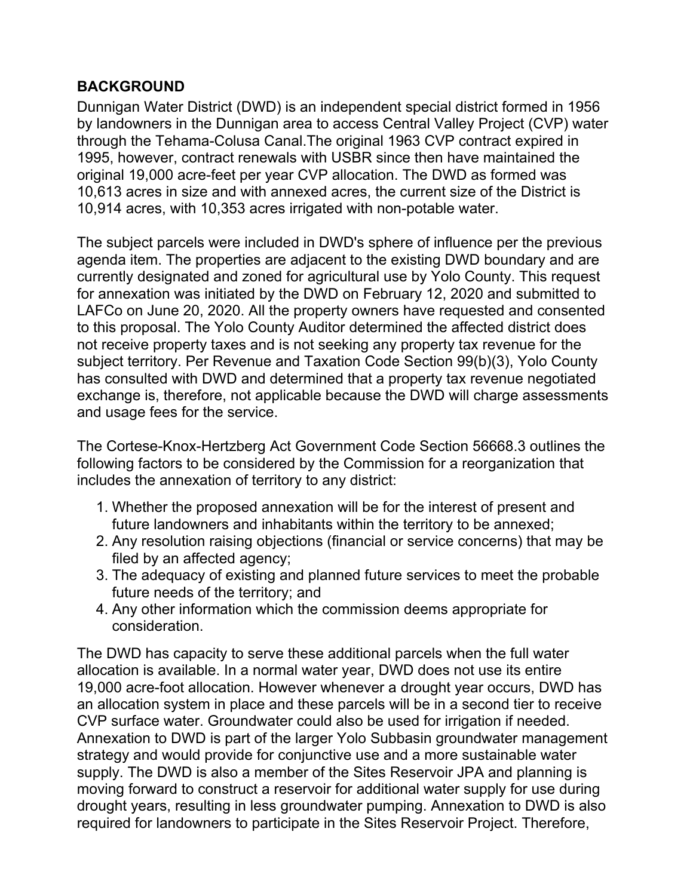**BACKGROUND**
Dunnigan Water District (DWD) is an independent special district formed in 1956 by landowners in the Dunnigan area to access Central Valley Project (CVP) water through the Tehama-Colusa Canal.The original 1963 CVP contract expired in 1995, however, contract renewals with USBR since then have maintained the original 19,000 acre-feet per year CVP allocation. The DWD as formed was 10,613 acres in size and with annexed acres, the current size of the District is 10,914 acres, with 10,353 acres irrigated with non-potable water.

The subject parcels were included in DWD's sphere of influence per the previous agenda item. The properties are adjacent to the existing DWD boundary and are currently designated and zoned for agricultural use by Yolo County. This request for annexation was initiated by the DWD on February 12, 2020 and submitted to LAFCo on June 20, 2020. All the property owners have requested and consented to this proposal. The Yolo County Auditor determined the affected district does not receive property taxes and is not seeking any property tax revenue for the subject territory. Per Revenue and Taxation Code Section 99(b)(3), Yolo County has consulted with DWD and determined that a property tax revenue negotiated exchange is, therefore, not applicable because the DWD will charge assessments and usage fees for the service.

The Cortese-Knox-Hertzberg Act Government Code Section 56668.3 outlines the following factors to be considered by the Commission for a reorganization that includes the annexation of territory to any district:

1. Whether the proposed annexation will be for the interest of present and future landowners and inhabitants within the territory to be annexed;
2. Any resolution raising objections (financial or service concerns) that may be filed by an affected agency;
3. The adequacy of existing and planned future services to meet the probable future needs of the territory; and
4. Any other information which the commission deems appropriate for consideration.

The DWD has capacity to serve these additional parcels when the full water allocation is available. In a normal water year, DWD does not use its entire 19,000 acre-foot allocation. However whenever a drought year occurs, DWD has an allocation system in place and these parcels will be in a second tier to receive CVP surface water. Groundwater could also be used for irrigation if needed. Annexation to DWD is part of the larger Yolo Subbasin groundwater management strategy and would provide for conjunctive use and a more sustainable water supply. The DWD is also a member of the Sites Reservoir JPA and planning is moving forward to construct a reservoir for additional water supply for use during drought years, resulting in less groundwater pumping. Annexation to DWD is also required for landowners to participate in the Sites Reservoir Project. Therefore,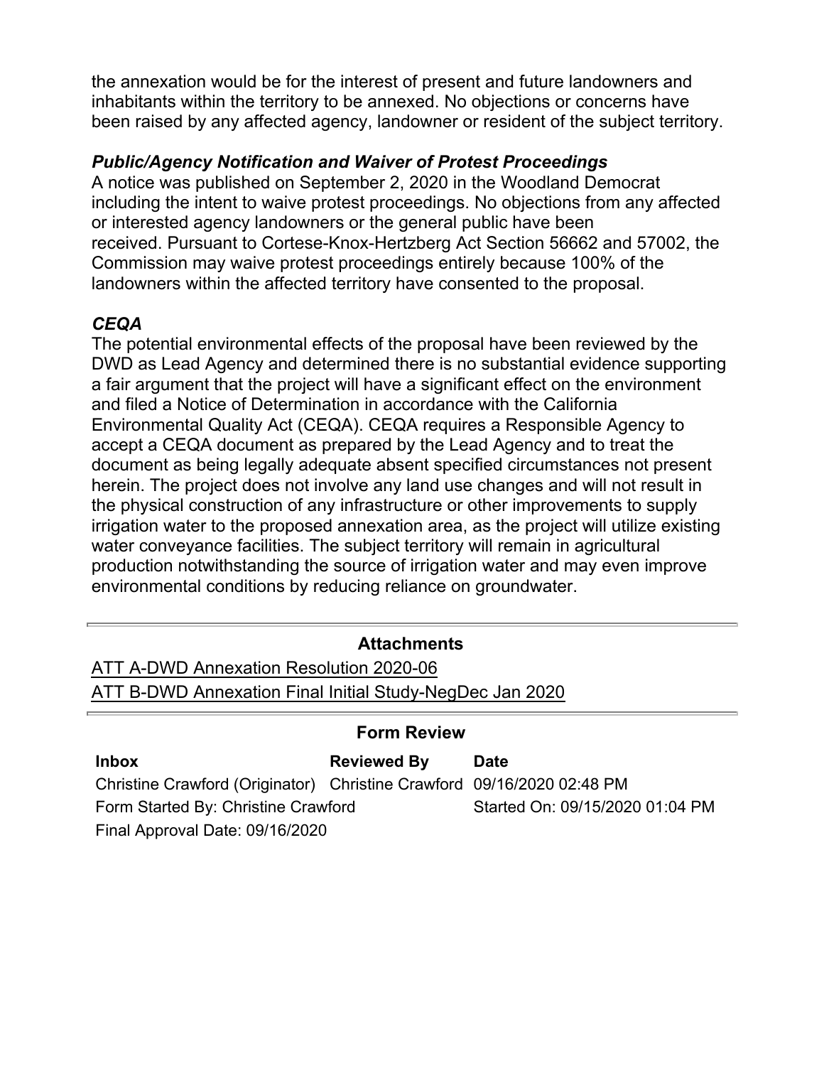the annexation would be for the interest of present and future landowners and inhabitants within the territory to be annexed. No objections or concerns have been raised by any affected agency, landowner or resident of the subject territory.

***Public/Agency Notification and Waiver of Protest Proceedings***

A notice was published on September 2, 2020 in the Woodland Democrat including the intent to waive protest proceedings. No objections from any affected or interested agency landowners or the general public have been received. Pursuant to Cortese-Knox-Hertzberg Act Section 56662 and 57002, the Commission may waive protest proceedings entirely because 100% of the landowners within the affected territory have consented to the proposal.

***CEQA***

The potential environmental effects of the proposal have been reviewed by the DWD as Lead Agency and determined there is no substantial evidence supporting a fair argument that the project will have a significant effect on the environment and filed a Notice of Determination in accordance with the California Environmental Quality Act (CEQA). CEQA requires a Responsible Agency to accept a CEQA document as prepared by the Lead Agency and to treat the document as being legally adequate absent specified circumstances not present herein. The project does not involve any land use changes and will not result in the physical construction of any infrastructure or other improvements to supply irrigation water to the proposed annexation area, as the project will utilize existing water conveyance facilities. The subject territory will remain in agricultural production notwithstanding the source of irrigation water and may even improve environmental conditions by reducing reliance on groundwater.

---

## Attachments

ATT A-DWD Annexation Resolution 2020-06

ATT B-DWD Annexation Final Initial Study-NegDec Jan 2020

---

## Form Review

| Inbox | Reviewed By | Date |
| --- | --- | --- |
| Christine Crawford (Originator) | Christine Crawford | 09/16/2020 02:48 PM |

Form Started By: Christine Crawford — Started On: 09/15/2020 01:04 PM

Final Approval Date: 09/16/2020